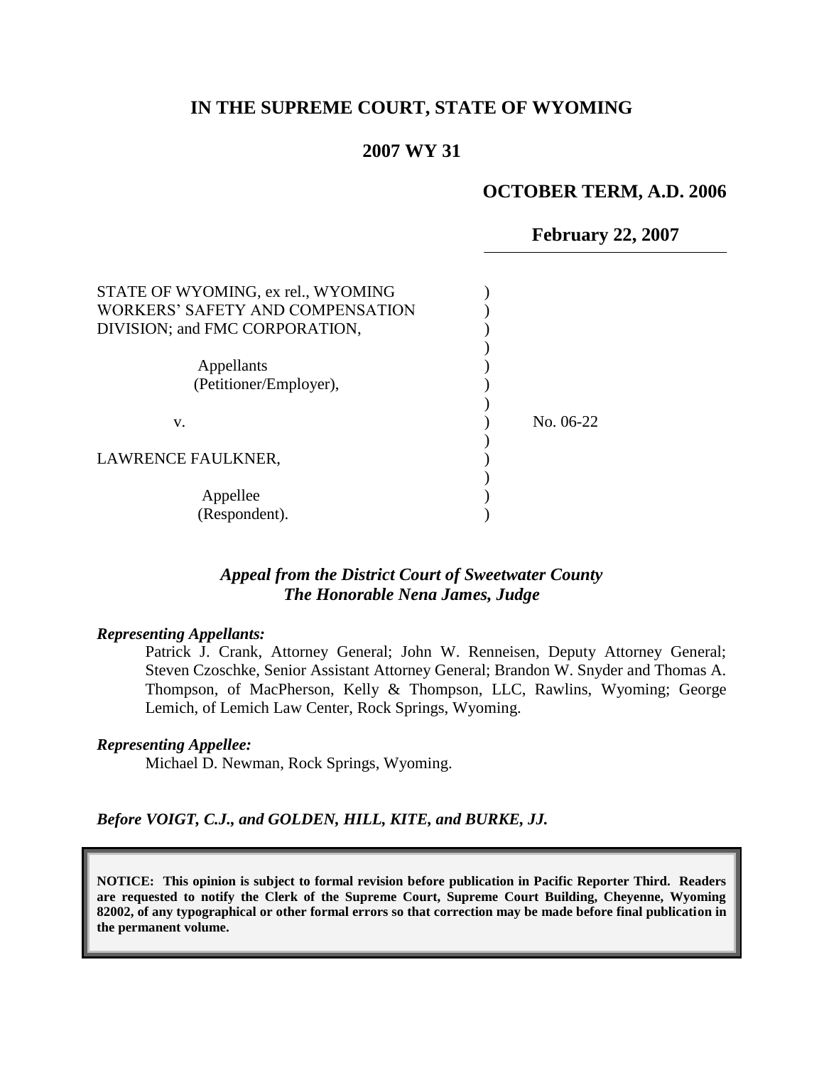# IN THE SUPREME COURT, STATE OF WYOMING

## 2007 WY 31

**OCTOBER TERM, A.D. 2006**

**February 22, 2007**

STATE OF WYOMING, ex rel., WYOMING WORKERS' SAFETY AND COMPENSATION DIVISION; and FMC CORPORATION,

Appellants (Petitioner/Employer),

v.

LAWRENCE FAULKNER,

Appellee (Respondent).

No. 06-22

***Appeal from the District Court of Sweetwater County***
***The Honorable Nena James, Judge***

***Representing Appellants:***

Patrick J. Crank, Attorney General; John W. Renneisen, Deputy Attorney General; Steven Czoschke, Senior Assistant Attorney General; Brandon W. Snyder and Thomas A. Thompson, of MacPherson, Kelly & Thompson, LLC, Rawlins, Wyoming; George Lemich, of Lemich Law Center, Rock Springs, Wyoming.

***Representing Appellee:***

Michael D. Newman, Rock Springs, Wyoming.

***Before VOIGT, C.J., and GOLDEN, HILL, KITE, and BURKE, JJ.***

**NOTICE: This opinion is subject to formal revision before publication in Pacific Reporter Third. Readers are requested to notify the Clerk of the Supreme Court, Supreme Court Building, Cheyenne, Wyoming 82002, of any typographical or other formal errors so that correction may be made before final publication in the permanent volume.**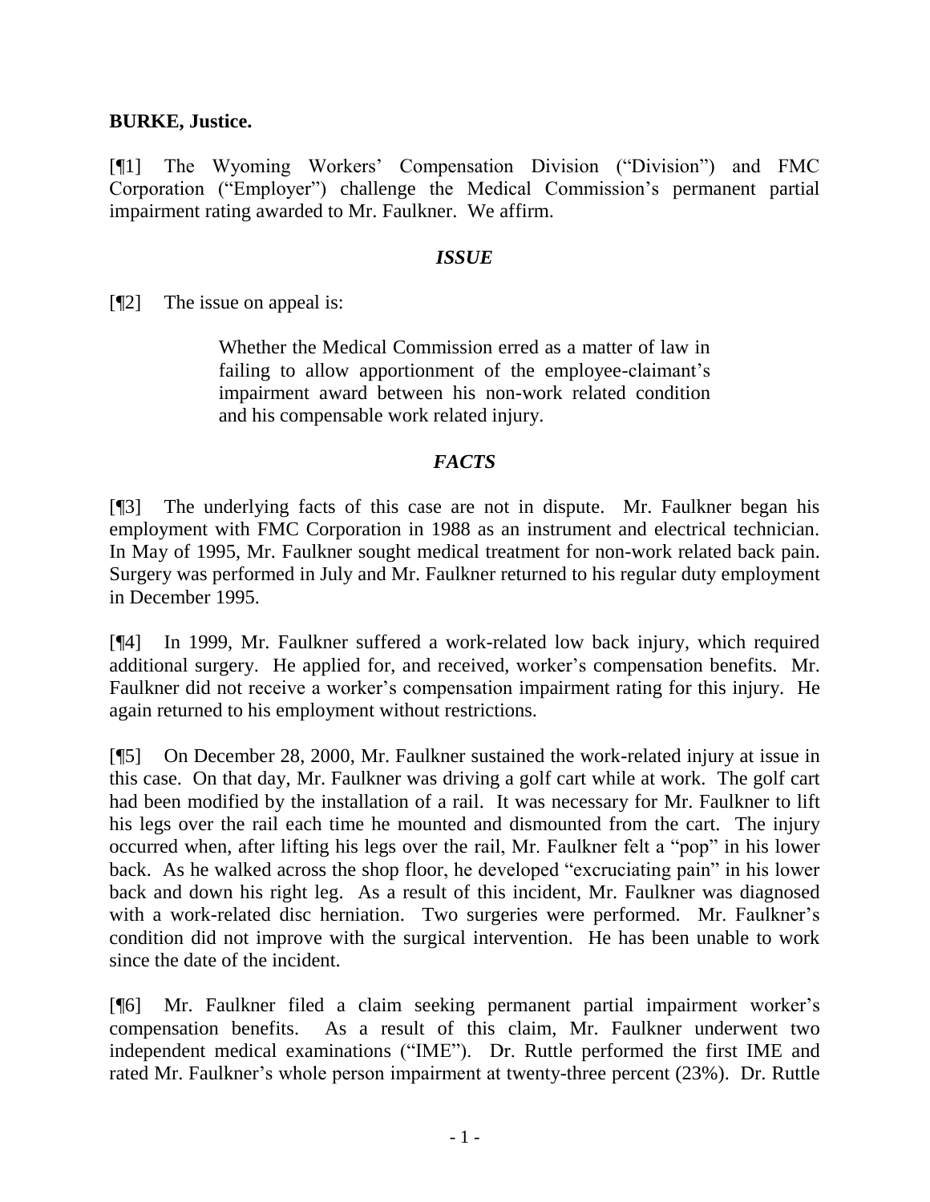**BURKE, Justice.**

[¶1] The Wyoming Workers' Compensation Division ("Division") and FMC Corporation ("Employer") challenge the Medical Commission's permanent partial impairment rating awarded to Mr. Faulkner. We affirm.

### *ISSUE*

[¶2] The issue on appeal is:

> Whether the Medical Commission erred as a matter of law in failing to allow apportionment of the employee-claimant's impairment award between his non-work related condition and his compensable work related injury.

### *FACTS*

[¶3] The underlying facts of this case are not in dispute. Mr. Faulkner began his employment with FMC Corporation in 1988 as an instrument and electrical technician. In May of 1995, Mr. Faulkner sought medical treatment for non-work related back pain. Surgery was performed in July and Mr. Faulkner returned to his regular duty employment in December 1995.

[¶4] In 1999, Mr. Faulkner suffered a work-related low back injury, which required additional surgery. He applied for, and received, worker's compensation benefits. Mr. Faulkner did not receive a worker's compensation impairment rating for this injury. He again returned to his employment without restrictions.

[¶5] On December 28, 2000, Mr. Faulkner sustained the work-related injury at issue in this case. On that day, Mr. Faulkner was driving a golf cart while at work. The golf cart had been modified by the installation of a rail. It was necessary for Mr. Faulkner to lift his legs over the rail each time he mounted and dismounted from the cart. The injury occurred when, after lifting his legs over the rail, Mr. Faulkner felt a "pop" in his lower back. As he walked across the shop floor, he developed "excruciating pain" in his lower back and down his right leg. As a result of this incident, Mr. Faulkner was diagnosed with a work-related disc herniation. Two surgeries were performed. Mr. Faulkner's condition did not improve with the surgical intervention. He has been unable to work since the date of the incident.

[¶6] Mr. Faulkner filed a claim seeking permanent partial impairment worker's compensation benefits. As a result of this claim, Mr. Faulkner underwent two independent medical examinations ("IME"). Dr. Ruttle performed the first IME and rated Mr. Faulkner's whole person impairment at twenty-three percent (23%). Dr. Ruttle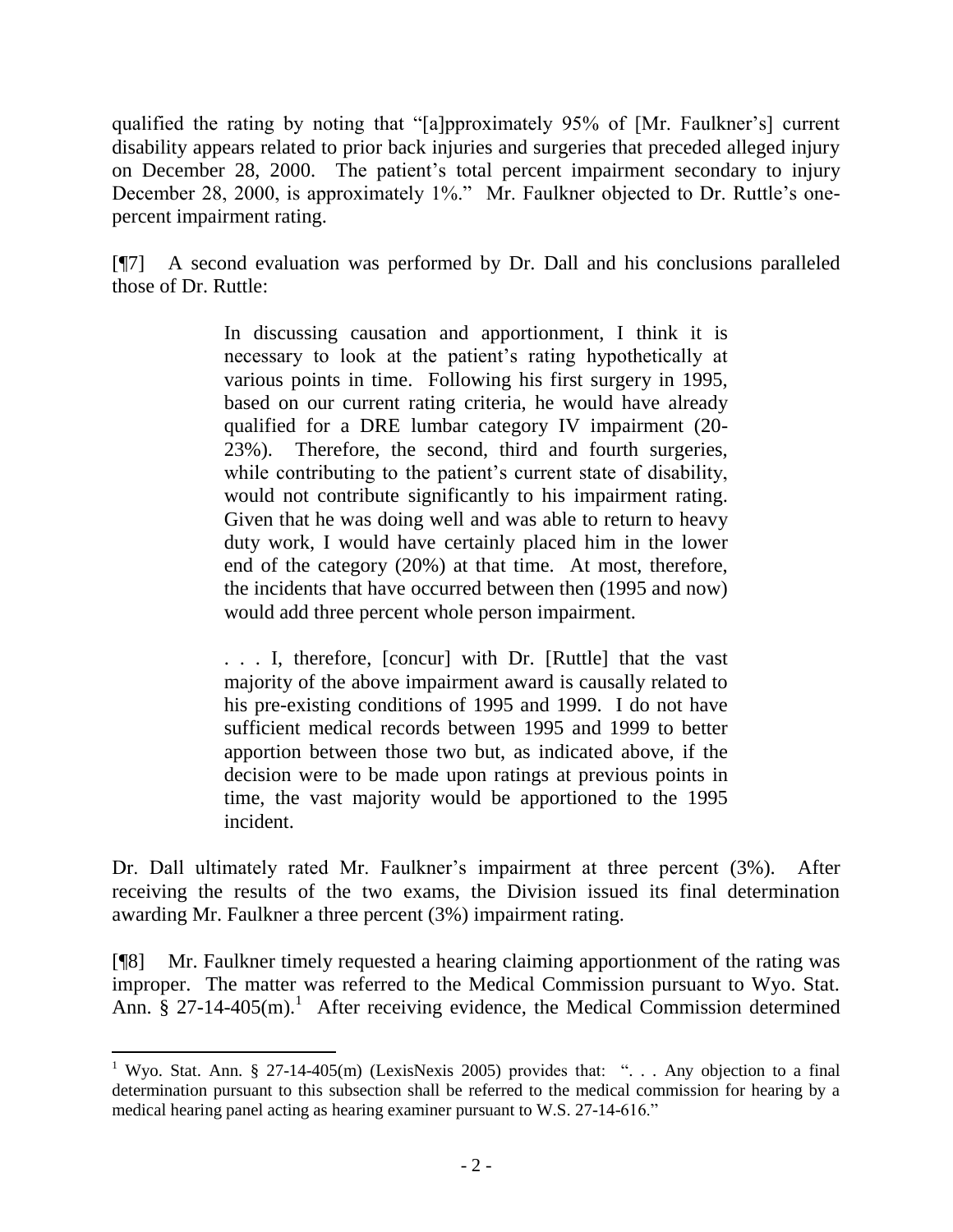qualified the rating by noting that "[a]pproximately 95% of [Mr. Faulkner's] current disability appears related to prior back injuries and surgeries that preceded alleged injury on December 28, 2000. The patient's total percent impairment secondary to injury December 28, 2000, is approximately 1%." Mr. Faulkner objected to Dr. Ruttle's one-percent impairment rating.

[¶7] A second evaluation was performed by Dr. Dall and his conclusions paralleled those of Dr. Ruttle:

> In discussing causation and apportionment, I think it is necessary to look at the patient's rating hypothetically at various points in time. Following his first surgery in 1995, based on our current rating criteria, he would have already qualified for a DRE lumbar category IV impairment (20-23%). Therefore, the second, third and fourth surgeries, while contributing to the patient's current state of disability, would not contribute significantly to his impairment rating. Given that he was doing well and was able to return to heavy duty work, I would have certainly placed him in the lower end of the category (20%) at that time. At most, therefore, the incidents that have occurred between then (1995 and now) would add three percent whole person impairment.
>
> . . . I, therefore, [concur] with Dr. [Ruttle] that the vast majority of the above impairment award is causally related to his pre-existing conditions of 1995 and 1999. I do not have sufficient medical records between 1995 and 1999 to better apportion between those two but, as indicated above, if the decision were to be made upon ratings at previous points in time, the vast majority would be apportioned to the 1995 incident.

Dr. Dall ultimately rated Mr. Faulkner's impairment at three percent (3%). After receiving the results of the two exams, the Division issued its final determination awarding Mr. Faulkner a three percent (3%) impairment rating.

[¶8] Mr. Faulkner timely requested a hearing claiming apportionment of the rating was improper. The matter was referred to the Medical Commission pursuant to Wyo. Stat. Ann. § 27-14-405(m).[1] After receiving evidence, the Medical Commission determined

[1] Wyo. Stat. Ann. § 27-14-405(m) (LexisNexis 2005) provides that: ". . . Any objection to a final determination pursuant to this subsection shall be referred to the medical commission for hearing by a medical hearing panel acting as hearing examiner pursuant to W.S. 27-14-616."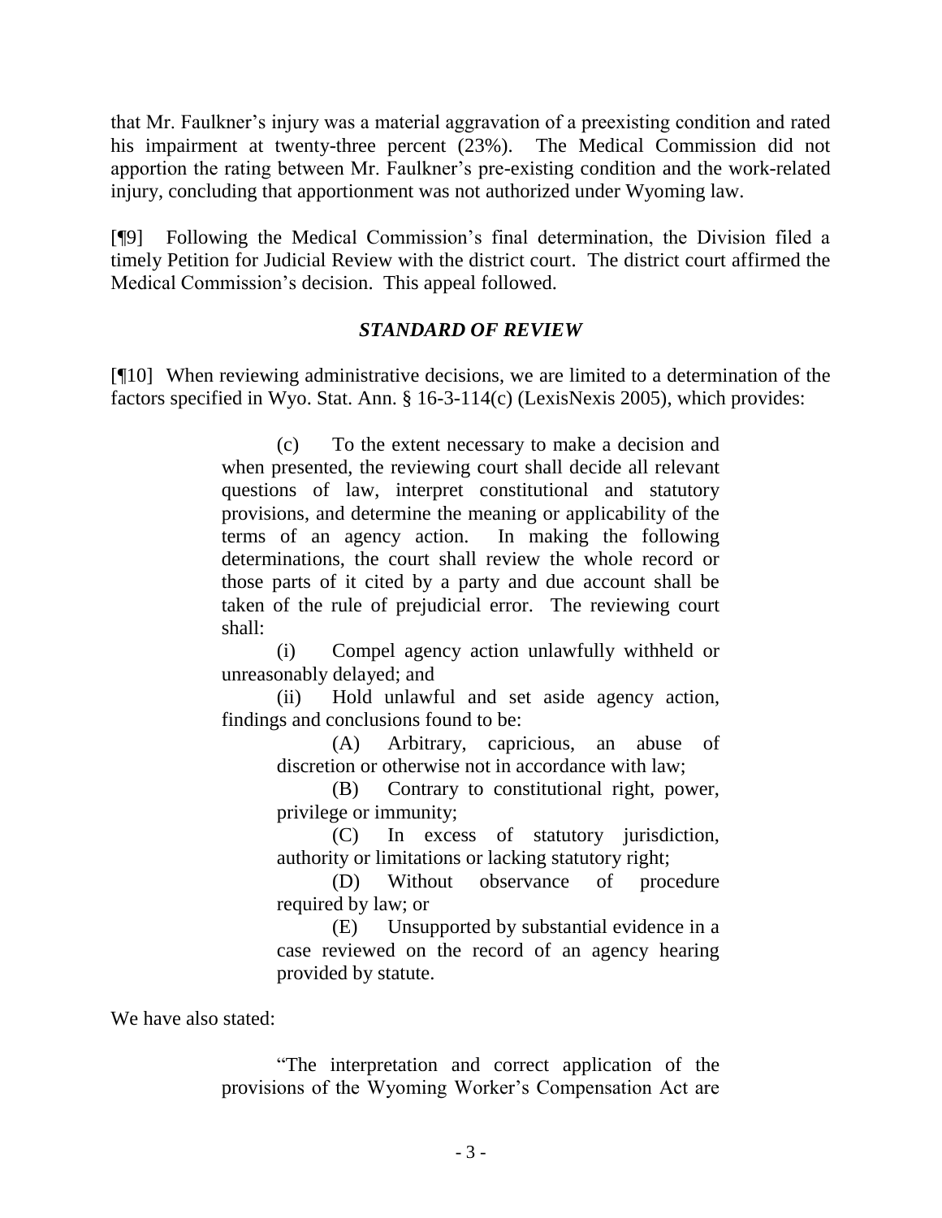that Mr. Faulkner's injury was a material aggravation of a preexisting condition and rated his impairment at twenty-three percent (23%). The Medical Commission did not apportion the rating between Mr. Faulkner's pre-existing condition and the work-related injury, concluding that apportionment was not authorized under Wyoming law.

[¶9] Following the Medical Commission's final determination, the Division filed a timely Petition for Judicial Review with the district court. The district court affirmed the Medical Commission's decision. This appeal followed.

## *STANDARD OF REVIEW*

[¶10] When reviewing administrative decisions, we are limited to a determination of the factors specified in Wyo. Stat. Ann. § 16-3-114(c) (LexisNexis 2005), which provides:

> (c) To the extent necessary to make a decision and when presented, the reviewing court shall decide all relevant questions of law, interpret constitutional and statutory provisions, and determine the meaning or applicability of the terms of an agency action. In making the following determinations, the court shall review the whole record or those parts of it cited by a party and due account shall be taken of the rule of prejudicial error. The reviewing court shall:
>
> (i) Compel agency action unlawfully withheld or unreasonably delayed; and
>
> (ii) Hold unlawful and set aside agency action, findings and conclusions found to be:
>
> > (A) Arbitrary, capricious, an abuse of discretion or otherwise not in accordance with law;
> >
> > (B) Contrary to constitutional right, power, privilege or immunity;
> >
> > (C) In excess of statutory jurisdiction, authority or limitations or lacking statutory right;
> >
> > (D) Without observance of procedure required by law; or
> >
> > (E) Unsupported by substantial evidence in a case reviewed on the record of an agency hearing provided by statute.

We have also stated:

> "The interpretation and correct application of the provisions of the Wyoming Worker's Compensation Act are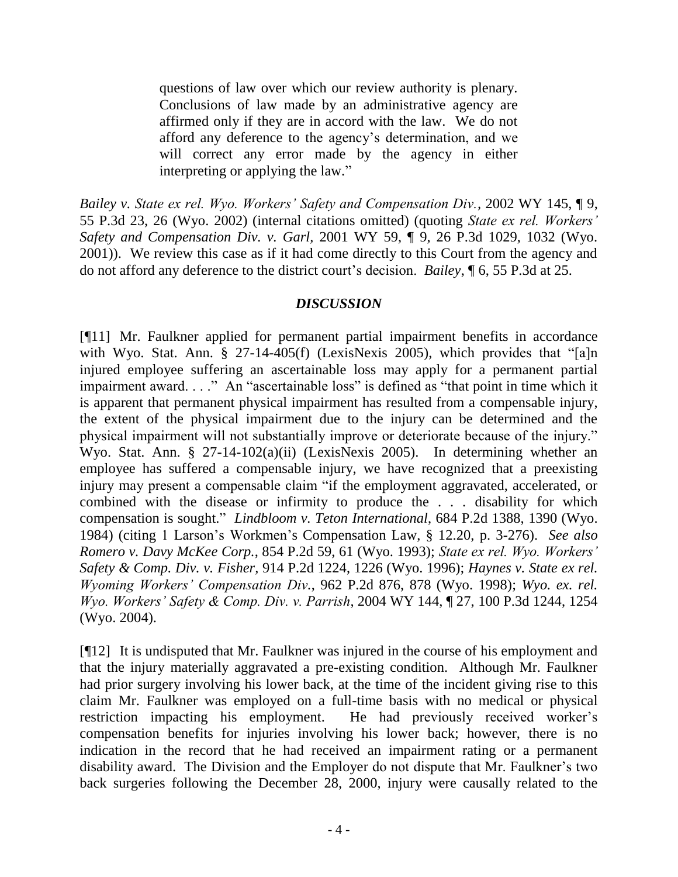> questions of law over which our review authority is plenary. Conclusions of law made by an administrative agency are affirmed only if they are in accord with the law. We do not afford any deference to the agency's determination, and we will correct any error made by the agency in either interpreting or applying the law."

*Bailey v. State ex rel. Wyo. Workers' Safety and Compensation Div.*, 2002 WY 145, ¶ 9, 55 P.3d 23, 26 (Wyo. 2002) (internal citations omitted) (quoting *State ex rel. Workers' Safety and Compensation Div. v. Garl*, 2001 WY 59, ¶ 9, 26 P.3d 1029, 1032 (Wyo. 2001)). We review this case as if it had come directly to this Court from the agency and do not afford any deference to the district court's decision. *Bailey*, ¶ 6, 55 P.3d at 25.

## *DISCUSSION*

[¶11] Mr. Faulkner applied for permanent partial impairment benefits in accordance with Wyo. Stat. Ann. § 27-14-405(f) (LexisNexis 2005), which provides that "[a]n injured employee suffering an ascertainable loss may apply for a permanent partial impairment award. . . ." An "ascertainable loss" is defined as "that point in time which it is apparent that permanent physical impairment has resulted from a compensable injury, the extent of the physical impairment due to the injury can be determined and the physical impairment will not substantially improve or deteriorate because of the injury." Wyo. Stat. Ann. § 27-14-102(a)(ii) (LexisNexis 2005). In determining whether an employee has suffered a compensable injury, we have recognized that a preexisting injury may present a compensable claim "if the employment aggravated, accelerated, or combined with the disease or infirmity to produce the . . . disability for which compensation is sought." *Lindbloom v. Teton International*, 684 P.2d 1388, 1390 (Wyo. 1984) (citing 1 Larson's Workmen's Compensation Law, § 12.20, p. 3-276). *See also Romero v. Davy McKee Corp.*, 854 P.2d 59, 61 (Wyo. 1993); *State ex rel. Wyo. Workers' Safety & Comp. Div. v. Fisher*, 914 P.2d 1224, 1226 (Wyo. 1996); *Haynes v. State ex rel. Wyoming Workers' Compensation Div.*, 962 P.2d 876, 878 (Wyo. 1998); *Wyo. ex. rel. Wyo. Workers' Safety & Comp. Div. v. Parrish*, 2004 WY 144, ¶ 27, 100 P.3d 1244, 1254 (Wyo. 2004).

[¶12] It is undisputed that Mr. Faulkner was injured in the course of his employment and that the injury materially aggravated a pre-existing condition. Although Mr. Faulkner had prior surgery involving his lower back, at the time of the incident giving rise to this claim Mr. Faulkner was employed on a full-time basis with no medical or physical restriction impacting his employment. He had previously received worker's compensation benefits for injuries involving his lower back; however, there is no indication in the record that he had received an impairment rating or a permanent disability award. The Division and the Employer do not dispute that Mr. Faulkner's two back surgeries following the December 28, 2000, injury were causally related to the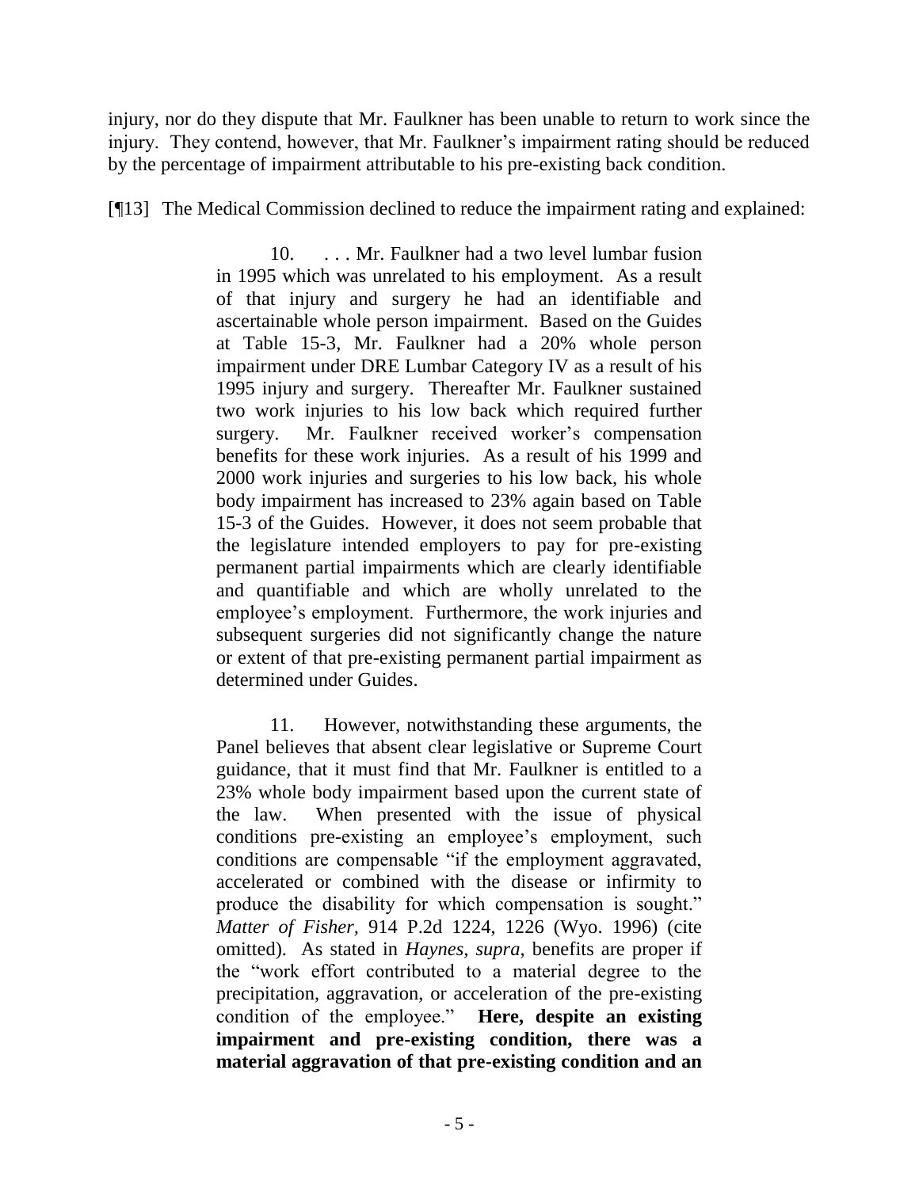injury, nor do they dispute that Mr. Faulkner has been unable to return to work since the injury. They contend, however, that Mr. Faulkner's impairment rating should be reduced by the percentage of impairment attributable to his pre-existing back condition.

[¶13] The Medical Commission declined to reduce the impairment rating and explained:

> 10. . . . Mr. Faulkner had a two level lumbar fusion in 1995 which was unrelated to his employment. As a result of that injury and surgery he had an identifiable and ascertainable whole person impairment. Based on the Guides at Table 15-3, Mr. Faulkner had a 20% whole person impairment under DRE Lumbar Category IV as a result of his 1995 injury and surgery. Thereafter Mr. Faulkner sustained two work injuries to his low back which required further surgery. Mr. Faulkner received worker's compensation benefits for these work injuries. As a result of his 1999 and 2000 work injuries and surgeries to his low back, his whole body impairment has increased to 23% again based on Table 15-3 of the Guides. However, it does not seem probable that the legislature intended employers to pay for pre-existing permanent partial impairments which are clearly identifiable and quantifiable and which are wholly unrelated to the employee's employment. Furthermore, the work injuries and subsequent surgeries did not significantly change the nature or extent of that pre-existing permanent partial impairment as determined under Guides.
>
> 11. However, notwithstanding these arguments, the Panel believes that absent clear legislative or Supreme Court guidance, that it must find that Mr. Faulkner is entitled to a 23% whole body impairment based upon the current state of the law. When presented with the issue of physical conditions pre-existing an employee's employment, such conditions are compensable "if the employment aggravated, accelerated or combined with the disease or infirmity to produce the disability for which compensation is sought." *Matter of Fisher*, 914 P.2d 1224, 1226 (Wyo. 1996) (cite omitted). As stated in *Haynes*, *supra*, benefits are proper if the "work effort contributed to a material degree to the precipitation, aggravation, or acceleration of the pre-existing condition of the employee." **Here, despite an existing impairment and pre-existing condition, there was a material aggravation of that pre-existing condition and an**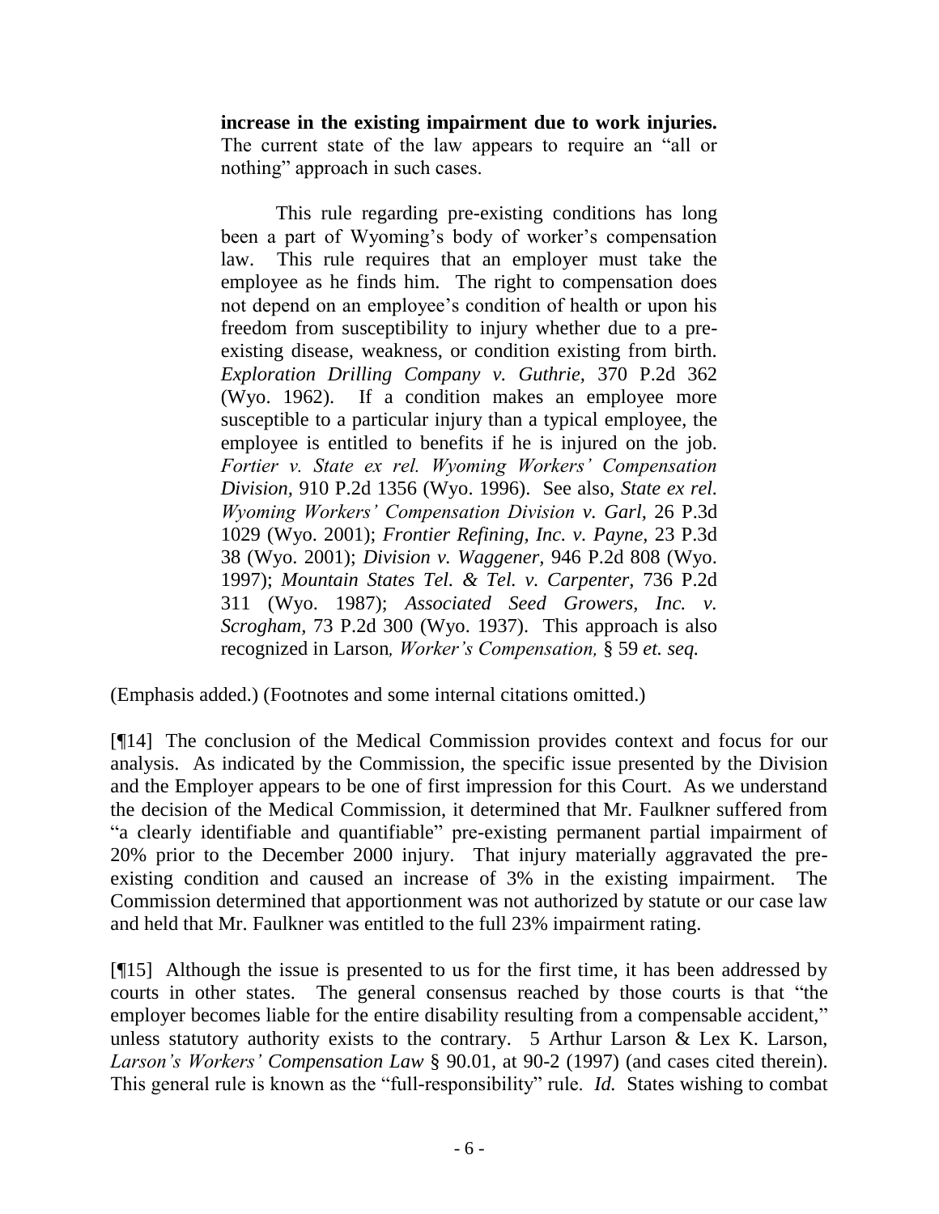> **increase in the existing impairment due to work injuries.** The current state of the law appears to require an "all or nothing" approach in such cases.
>
> This rule regarding pre-existing conditions has long been a part of Wyoming's body of worker's compensation law. This rule requires that an employer must take the employee as he finds him. The right to compensation does not depend on an employee's condition of health or upon his freedom from susceptibility to injury whether due to a pre-existing disease, weakness, or condition existing from birth. *Exploration Drilling Company v. Guthrie*, 370 P.2d 362 (Wyo. 1962). If a condition makes an employee more susceptible to a particular injury than a typical employee, the employee is entitled to benefits if he is injured on the job. *Fortier v. State ex rel. Wyoming Workers' Compensation Division*, 910 P.2d 1356 (Wyo. 1996). See also, *State ex rel. Wyoming Workers' Compensation Division v. Garl*, 26 P.3d 1029 (Wyo. 2001); *Frontier Refining, Inc. v. Payne*, 23 P.3d 38 (Wyo. 2001); *Division v. Waggener*, 946 P.2d 808 (Wyo. 1997); *Mountain States Tel. & Tel. v. Carpenter*, 736 P.2d 311 (Wyo. 1987); *Associated Seed Growers, Inc. v. Scrogham*, 73 P.2d 300 (Wyo. 1937). This approach is also recognized in Larson*, Worker's Compensation,* § 59 *et. seq.*

(Emphasis added.) (Footnotes and some internal citations omitted.)

[¶14] The conclusion of the Medical Commission provides context and focus for our analysis. As indicated by the Commission, the specific issue presented by the Division and the Employer appears to be one of first impression for this Court. As we understand the decision of the Medical Commission, it determined that Mr. Faulkner suffered from "a clearly identifiable and quantifiable" pre-existing permanent partial impairment of 20% prior to the December 2000 injury. That injury materially aggravated the pre-existing condition and caused an increase of 3% in the existing impairment. The Commission determined that apportionment was not authorized by statute or our case law and held that Mr. Faulkner was entitled to the full 23% impairment rating.

[¶15] Although the issue is presented to us for the first time, it has been addressed by courts in other states. The general consensus reached by those courts is that "the employer becomes liable for the entire disability resulting from a compensable accident," unless statutory authority exists to the contrary. 5 Arthur Larson & Lex K. Larson, *Larson's Workers' Compensation Law* § 90.01, at 90-2 (1997) (and cases cited therein). This general rule is known as the "full-responsibility" rule. *Id.* States wishing to combat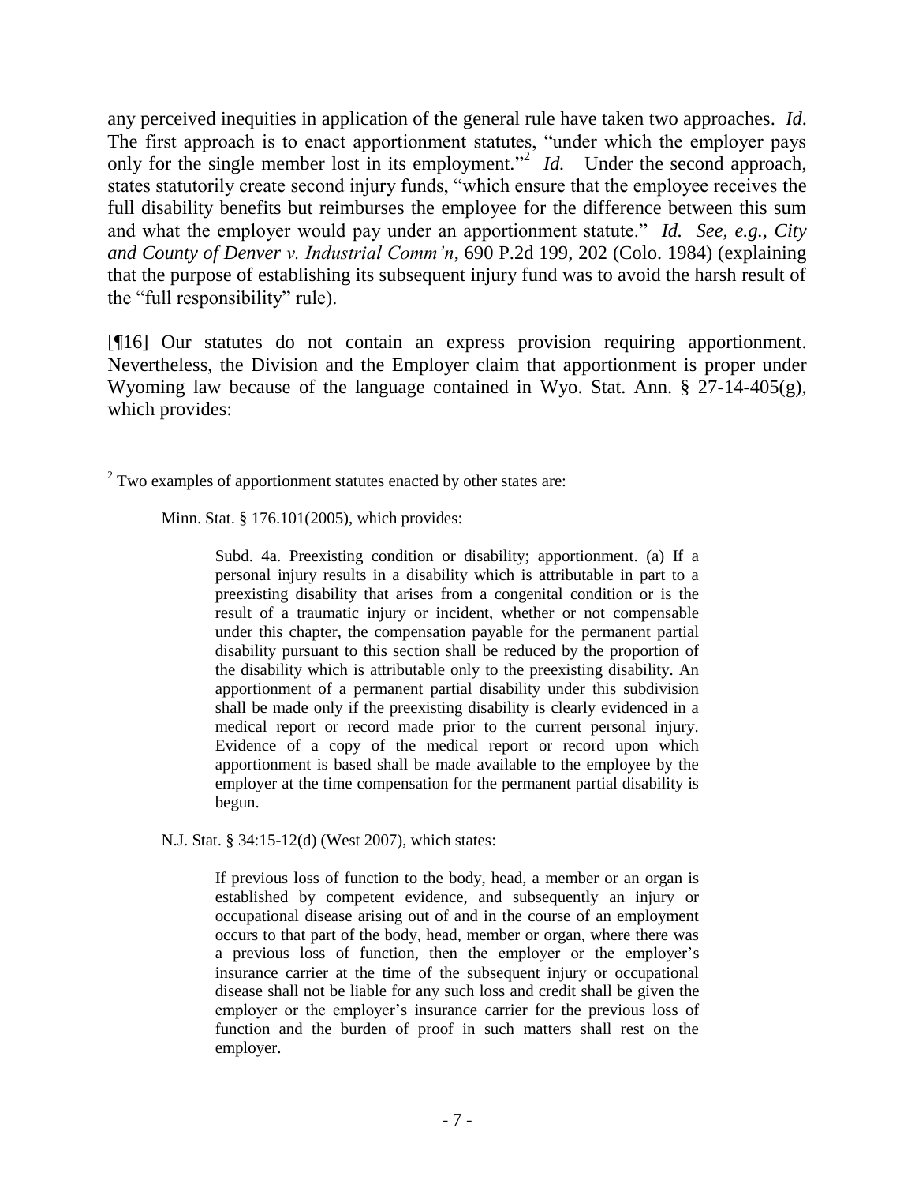any perceived inequities in application of the general rule have taken two approaches. *Id*. The first approach is to enact apportionment statutes, "under which the employer pays only for the single member lost in its employment."[2] *Id.* Under the second approach, states statutorily create second injury funds, "which ensure that the employee receives the full disability benefits but reimburses the employee for the difference between this sum and what the employer would pay under an apportionment statute." *Id. See, e.g., City and County of Denver v. Industrial Comm'n*, 690 P.2d 199, 202 (Colo. 1984) (explaining that the purpose of establishing its subsequent injury fund was to avoid the harsh result of the "full responsibility" rule).

[¶16] Our statutes do not contain an express provision requiring apportionment. Nevertheless, the Division and the Employer claim that apportionment is proper under Wyoming law because of the language contained in Wyo. Stat. Ann. § 27-14-405(g), which provides:

---

[2] Two examples of apportionment statutes enacted by other states are:

Minn. Stat. § 176.101(2005), which provides:

> Subd. 4a. Preexisting condition or disability; apportionment. (a) If a personal injury results in a disability which is attributable in part to a preexisting disability that arises from a congenital condition or is the result of a traumatic injury or incident, whether or not compensable under this chapter, the compensation payable for the permanent partial disability pursuant to this section shall be reduced by the proportion of the disability which is attributable only to the preexisting disability. An apportionment of a permanent partial disability under this subdivision shall be made only if the preexisting disability is clearly evidenced in a medical report or record made prior to the current personal injury. Evidence of a copy of the medical report or record upon which apportionment is based shall be made available to the employee by the employer at the time compensation for the permanent partial disability is begun.

N.J. Stat. § 34:15-12(d) (West 2007), which states:

> If previous loss of function to the body, head, a member or an organ is established by competent evidence, and subsequently an injury or occupational disease arising out of and in the course of an employment occurs to that part of the body, head, member or organ, where there was a previous loss of function, then the employer or the employer's insurance carrier at the time of the subsequent injury or occupational disease shall not be liable for any such loss and credit shall be given the employer or the employer's insurance carrier for the previous loss of function and the burden of proof in such matters shall rest on the employer.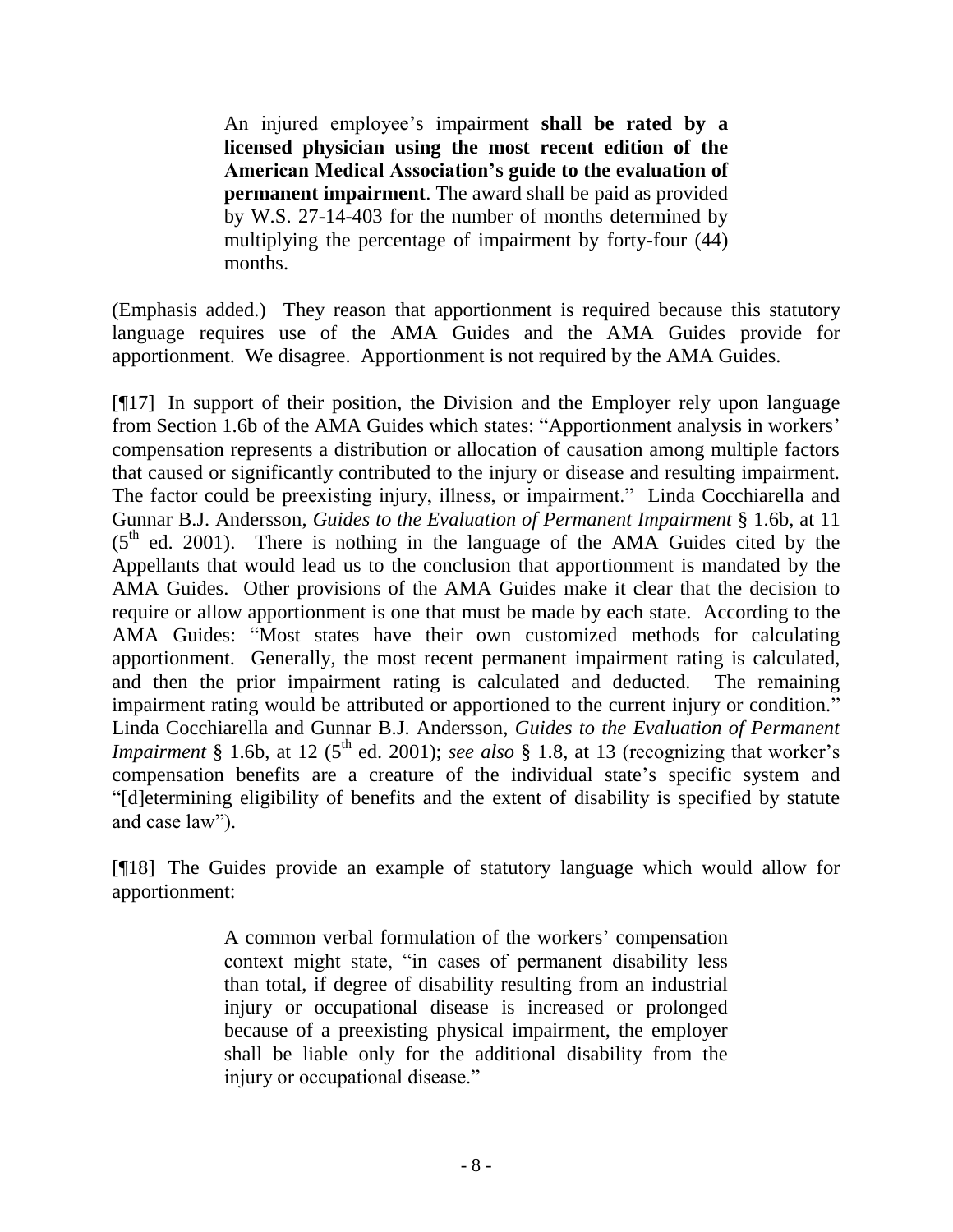> An injured employee's impairment **shall be rated by a licensed physician using the most recent edition of the American Medical Association's guide to the evaluation of permanent impairment**. The award shall be paid as provided by W.S. 27-14-403 for the number of months determined by multiplying the percentage of impairment by forty-four (44) months.

(Emphasis added.) They reason that apportionment is required because this statutory language requires use of the AMA Guides and the AMA Guides provide for apportionment. We disagree. Apportionment is not required by the AMA Guides.

[¶17] In support of their position, the Division and the Employer rely upon language from Section 1.6b of the AMA Guides which states: "Apportionment analysis in workers' compensation represents a distribution or allocation of causation among multiple factors that caused or significantly contributed to the injury or disease and resulting impairment. The factor could be preexisting injury, illness, or impairment." Linda Cocchiarella and Gunnar B.J. Andersson, *Guides to the Evaluation of Permanent Impairment* § 1.6b, at 11 (5th ed. 2001). There is nothing in the language of the AMA Guides cited by the Appellants that would lead us to the conclusion that apportionment is mandated by the AMA Guides. Other provisions of the AMA Guides make it clear that the decision to require or allow apportionment is one that must be made by each state. According to the AMA Guides: "Most states have their own customized methods for calculating apportionment. Generally, the most recent permanent impairment rating is calculated, and then the prior impairment rating is calculated and deducted. The remaining impairment rating would be attributed or apportioned to the current injury or condition." Linda Cocchiarella and Gunnar B.J. Andersson, *Guides to the Evaluation of Permanent Impairment* § 1.6b, at 12 (5th ed. 2001); *see also* § 1.8, at 13 (recognizing that worker's compensation benefits are a creature of the individual state's specific system and "[d]etermining eligibility of benefits and the extent of disability is specified by statute and case law").

[¶18] The Guides provide an example of statutory language which would allow for apportionment:

> A common verbal formulation of the workers' compensation context might state, "in cases of permanent disability less than total, if degree of disability resulting from an industrial injury or occupational disease is increased or prolonged because of a preexisting physical impairment, the employer shall be liable only for the additional disability from the injury or occupational disease."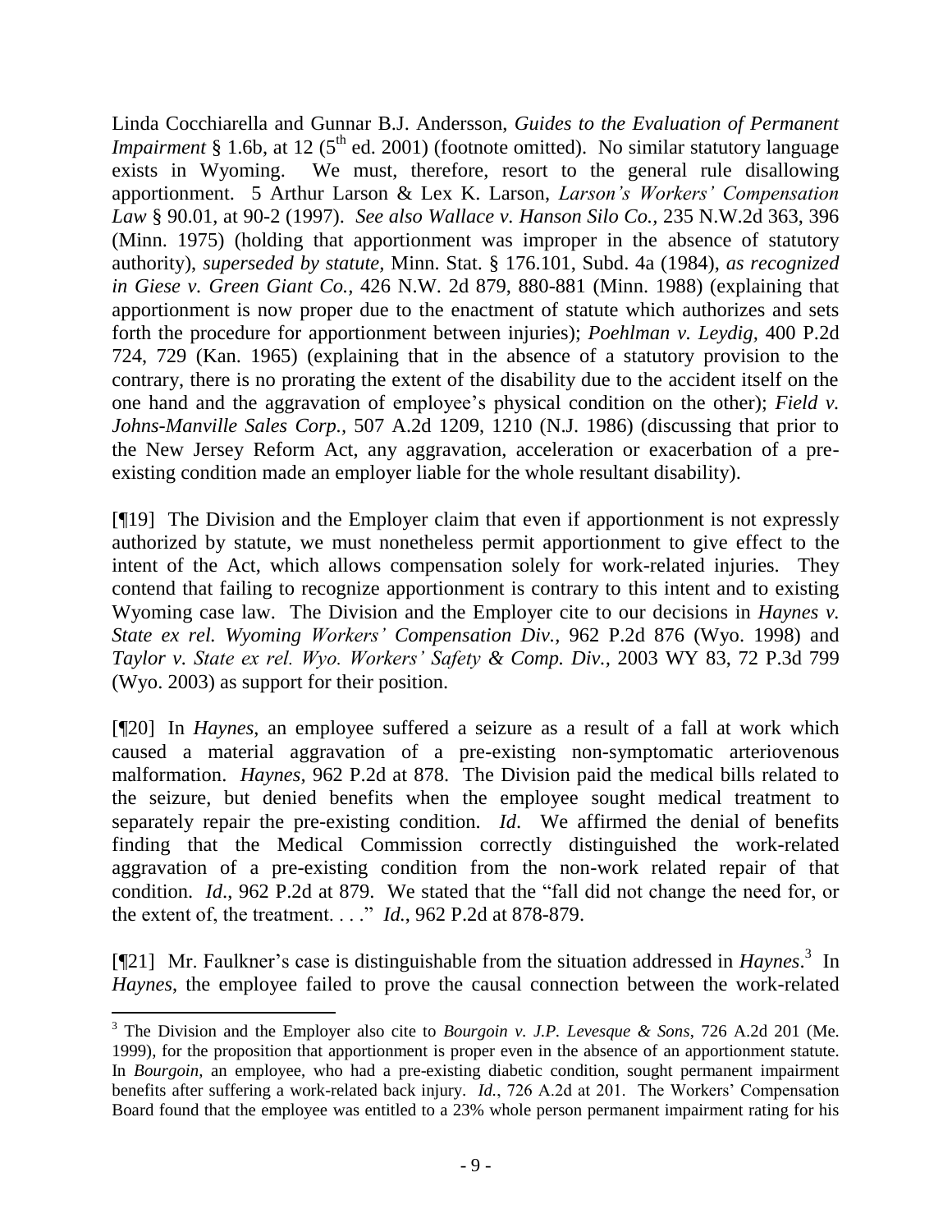Linda Cocchiarella and Gunnar B.J. Andersson, *Guides to the Evaluation of Permanent Impairment* § 1.6b, at 12 (5th ed. 2001) (footnote omitted). No similar statutory language exists in Wyoming. We must, therefore, resort to the general rule disallowing apportionment. 5 Arthur Larson & Lex K. Larson, *Larson's Workers' Compensation Law* § 90.01, at 90-2 (1997). *See also Wallace v. Hanson Silo Co.*, 235 N.W.2d 363, 396 (Minn. 1975) (holding that apportionment was improper in the absence of statutory authority), *superseded by statute*, Minn. Stat. § 176.101, Subd. 4a (1984), *as recognized in Giese v. Green Giant Co.*, 426 N.W. 2d 879, 880-881 (Minn. 1988) (explaining that apportionment is now proper due to the enactment of statute which authorizes and sets forth the procedure for apportionment between injuries); *Poehlman v. Leydig*, 400 P.2d 724, 729 (Kan. 1965) (explaining that in the absence of a statutory provision to the contrary, there is no prorating the extent of the disability due to the accident itself on the one hand and the aggravation of employee's physical condition on the other); *Field v. Johns-Manville Sales Corp.*, 507 A.2d 1209, 1210 (N.J. 1986) (discussing that prior to the New Jersey Reform Act, any aggravation, acceleration or exacerbation of a pre-existing condition made an employer liable for the whole resultant disability).

[¶19] The Division and the Employer claim that even if apportionment is not expressly authorized by statute, we must nonetheless permit apportionment to give effect to the intent of the Act, which allows compensation solely for work-related injuries. They contend that failing to recognize apportionment is contrary to this intent and to existing Wyoming case law. The Division and the Employer cite to our decisions in *Haynes v. State ex rel. Wyoming Workers' Compensation Div.*, 962 P.2d 876 (Wyo. 1998) and *Taylor v. State ex rel. Wyo. Workers' Safety & Comp. Div.*, 2003 WY 83, 72 P.3d 799 (Wyo. 2003) as support for their position.

[¶20] In *Haynes*, an employee suffered a seizure as a result of a fall at work which caused a material aggravation of a pre-existing non-symptomatic arteriovenous malformation. *Haynes*, 962 P.2d at 878. The Division paid the medical bills related to the seizure, but denied benefits when the employee sought medical treatment to separately repair the pre-existing condition. *Id*. We affirmed the denial of benefits finding that the Medical Commission correctly distinguished the work-related aggravation of a pre-existing condition from the non-work related repair of that condition. *Id*., 962 P.2d at 879. We stated that the "fall did not change the need for, or the extent of, the treatment. . . ." *Id.*, 962 P.2d at 878-879.

[¶21] Mr. Faulkner's case is distinguishable from the situation addressed in *Haynes*.[3] In *Haynes*, the employee failed to prove the causal connection between the work-related

[3] The Division and the Employer also cite to *Bourgoin v. J.P. Levesque & Sons*, 726 A.2d 201 (Me. 1999), for the proposition that apportionment is proper even in the absence of an apportionment statute. In *Bourgoin*, an employee, who had a pre-existing diabetic condition, sought permanent impairment benefits after suffering a work-related back injury. *Id.*, 726 A.2d at 201. The Workers' Compensation Board found that the employee was entitled to a 23% whole person permanent impairment rating for his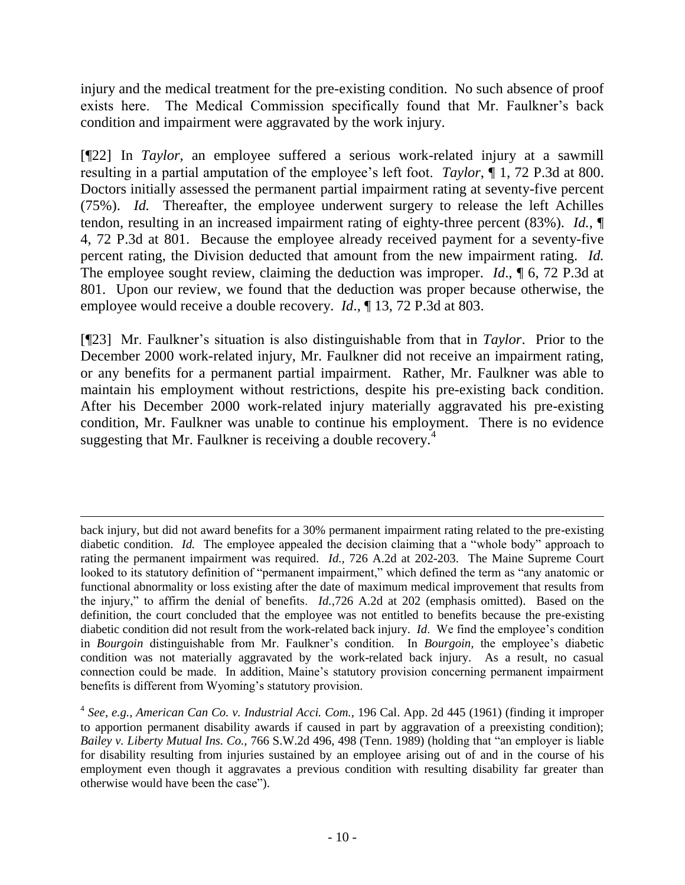injury and the medical treatment for the pre-existing condition. No such absence of proof exists here. The Medical Commission specifically found that Mr. Faulkner's back condition and impairment were aggravated by the work injury.

[¶22] In *Taylor*, an employee suffered a serious work-related injury at a sawmill resulting in a partial amputation of the employee's left foot. *Taylor*, ¶ 1, 72 P.3d at 800. Doctors initially assessed the permanent partial impairment rating at seventy-five percent (75%). *Id.* Thereafter, the employee underwent surgery to release the left Achilles tendon, resulting in an increased impairment rating of eighty-three percent (83%). *Id.*, ¶ 4, 72 P.3d at 801. Because the employee already received payment for a seventy-five percent rating, the Division deducted that amount from the new impairment rating. *Id.* The employee sought review, claiming the deduction was improper. *Id*., ¶ 6, 72 P.3d at 801. Upon our review, we found that the deduction was proper because otherwise, the employee would receive a double recovery. *Id*., ¶ 13, 72 P.3d at 803.

[¶23] Mr. Faulkner's situation is also distinguishable from that in *Taylor*. Prior to the December 2000 work-related injury, Mr. Faulkner did not receive an impairment rating, or any benefits for a permanent partial impairment. Rather, Mr. Faulkner was able to maintain his employment without restrictions, despite his pre-existing back condition. After his December 2000 work-related injury materially aggravated his pre-existing condition, Mr. Faulkner was unable to continue his employment. There is no evidence suggesting that Mr. Faulkner is receiving a double recovery.[4]

---

back injury, but did not award benefits for a 30% permanent impairment rating related to the pre-existing diabetic condition. *Id.* The employee appealed the decision claiming that a "whole body" approach to rating the permanent impairment was required. *Id.,* 726 A.2d at 202-203. The Maine Supreme Court looked to its statutory definition of "permanent impairment," which defined the term as "any anatomic or functional abnormality or loss existing after the date of maximum medical improvement that results from the injury," to affirm the denial of benefits. *Id.,*726 A.2d at 202 (emphasis omitted). Based on the definition, the court concluded that the employee was not entitled to benefits because the pre-existing diabetic condition did not result from the work-related back injury. *Id*. We find the employee's condition in *Bourgoin* distinguishable from Mr. Faulkner's condition. In *Bourgoin,* the employee's diabetic condition was not materially aggravated by the work-related back injury. As a result, no casual connection could be made. In addition, Maine's statutory provision concerning permanent impairment benefits is different from Wyoming's statutory provision.

[4] *See, e.g., American Can Co. v. Industrial Acci. Com.,* 196 Cal. App. 2d 445 (1961) (finding it improper to apportion permanent disability awards if caused in part by aggravation of a preexisting condition); *Bailey v. Liberty Mutual Ins. Co.,* 766 S.W.2d 496, 498 (Tenn. 1989) (holding that "an employer is liable for disability resulting from injuries sustained by an employee arising out of and in the course of his employment even though it aggravates a previous condition with resulting disability far greater than otherwise would have been the case").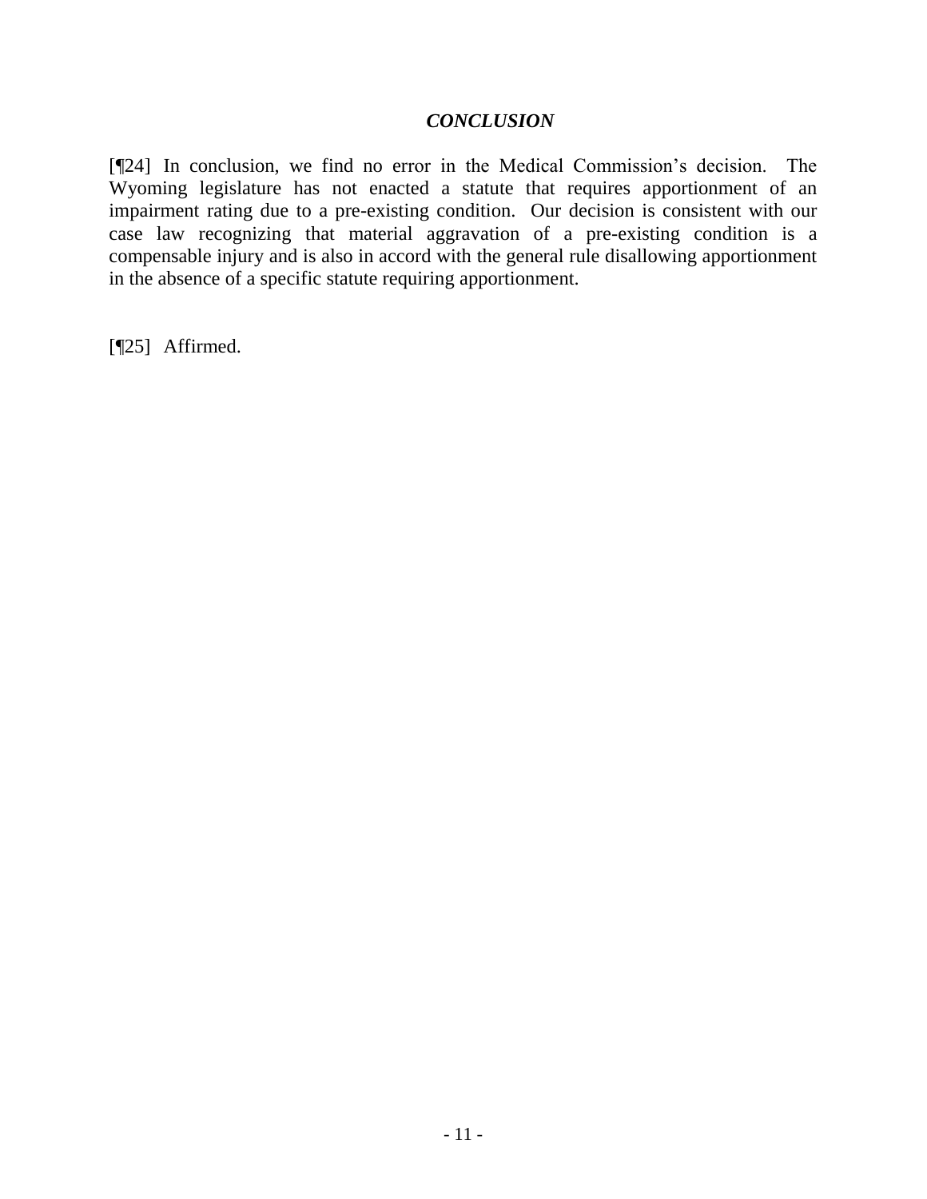## *CONCLUSION*

[¶24] In conclusion, we find no error in the Medical Commission's decision. The Wyoming legislature has not enacted a statute that requires apportionment of an impairment rating due to a pre-existing condition. Our decision is consistent with our case law recognizing that material aggravation of a pre-existing condition is a compensable injury and is also in accord with the general rule disallowing apportionment in the absence of a specific statute requiring apportionment.

[¶25] Affirmed.